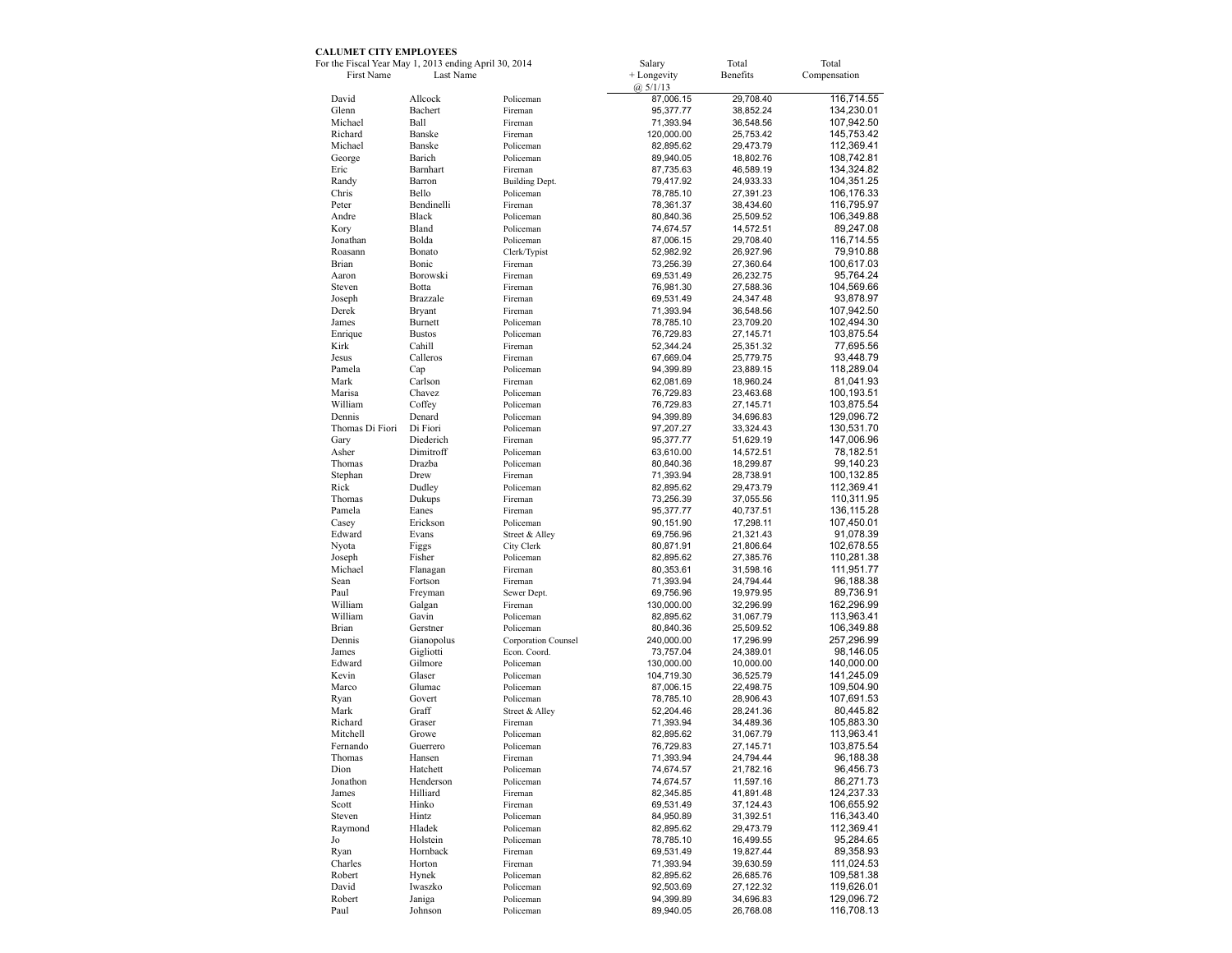**CALUMET CITY EMPLOYEES**

For the Fiscal Year May 1, 2013 ending April 30, 2014

| First Name | Last Name | | Salary + Longevity @ 5/1/13 | Total Benefits | Total Compensation |
|---|---|---|---|---|---|
| David | Allcock | Policeman | 87,006.15 | 29,708.40 | 116,714.55 |
| Glenn | Bachert | Fireman | 95,377.77 | 38,852.24 | 134,230.01 |
| Michael | Ball | Fireman | 71,393.94 | 36,548.56 | 107,942.50 |
| Richard | Banske | Fireman | 120,000.00 | 25,753.42 | 145,753.42 |
| Michael | Banske | Policeman | 82,895.62 | 29,473.79 | 112,369.41 |
| George | Barich | Policeman | 89,940.05 | 18,802.76 | 108,742.81 |
| Eric | Barnhart | Fireman | 87,735.63 | 46,589.19 | 134,324.82 |
| Randy | Barron | Building Dept. | 79,417.92 | 24,933.33 | 104,351.25 |
| Chris | Bello | Policeman | 78,785.10 | 27,391.23 | 106,176.33 |
| Peter | Bendinelli | Fireman | 78,361.37 | 38,434.60 | 116,795.97 |
| Andre | Black | Policeman | 80,840.36 | 25,509.52 | 106,349.88 |
| Kory | Bland | Policeman | 74,674.57 | 14,572.51 | 89,247.08 |
| Jonathan | Bolda | Policeman | 87,006.15 | 29,708.40 | 116,714.55 |
| Roasann | Bonato | Clerk/Typist | 52,982.92 | 26,927.96 | 79,910.88 |
| Brian | Bonic | Fireman | 73,256.39 | 27,360.64 | 100,617.03 |
| Aaron | Borowski | Fireman | 69,531.49 | 26,232.75 | 95,764.24 |
| Steven | Botta | Fireman | 76,981.30 | 27,588.36 | 104,569.66 |
| Joseph | Brazzale | Fireman | 69,531.49 | 24,347.48 | 93,878.97 |
| Derek | Bryant | Fireman | 71,393.94 | 36,548.56 | 107,942.50 |
| James | Burnett | Policeman | 78,785.10 | 23,709.20 | 102,494.30 |
| Enrique | Bustos | Policeman | 76,729.83 | 27,145.71 | 103,875.54 |
| Kirk | Cahill | Fireman | 52,344.24 | 25,351.32 | 77,695.56 |
| Jesus | Calleros | Fireman | 67,669.04 | 25,779.75 | 93,448.79 |
| Pamela | Cap | Policeman | 94,399.89 | 23,889.15 | 118,289.04 |
| Mark | Carlson | Fireman | 62,081.69 | 18,960.24 | 81,041.93 |
| Marisa | Chavez | Policeman | 76,729.83 | 23,463.68 | 100,193.51 |
| William | Coffey | Policeman | 76,729.83 | 27,145.71 | 103,875.54 |
| Dennis | Denard | Policeman | 94,399.89 | 34,696.83 | 129,096.72 |
| Thomas Di Fiori | Di Fiori | Policeman | 97,207.27 | 33,324.43 | 130,531.70 |
| Gary | Diederich | Fireman | 95,377.77 | 51,629.19 | 147,006.96 |
| Asher | Dimitroff | Policeman | 63,610.00 | 14,572.51 | 78,182.51 |
| Thomas | Drazba | Policeman | 80,840.36 | 18,299.87 | 99,140.23 |
| Stephan | Drew | Fireman | 71,393.94 | 28,738.91 | 100,132.85 |
| Rick | Dudley | Policeman | 82,895.62 | 29,473.79 | 112,369.41 |
| Thomas | Dukups | Fireman | 73,256.39 | 37,055.56 | 110,311.95 |
| Pamela | Eanes | Fireman | 95,377.77 | 40,737.51 | 136,115.28 |
| Casey | Erickson | Policeman | 90,151.90 | 17,298.11 | 107,450.01 |
| Edward | Evans | Street & Alley | 69,756.96 | 21,321.43 | 91,078.39 |
| Nyota | Figgs | City Clerk | 80,871.91 | 21,806.64 | 102,678.55 |
| Joseph | Fisher | Policeman | 82,895.62 | 27,385.76 | 110,281.38 |
| Michael | Flanagan | Fireman | 80,353.61 | 31,598.16 | 111,951.77 |
| Sean | Fortson | Fireman | 71,393.94 | 24,794.44 | 96,188.38 |
| Paul | Freyman | Sewer Dept. | 69,756.96 | 19,979.95 | 89,736.91 |
| William | Galgan | Fireman | 130,000.00 | 32,296.99 | 162,296.99 |
| William | Gavin | Policeman | 82,895.62 | 31,067.79 | 113,963.41 |
| Brian | Gerstner | Policeman | 80,840.36 | 25,509.52 | 106,349.88 |
| Dennis | Gianopolus | Corporation Counsel | 240,000.00 | 17,296.99 | 257,296.99 |
| James | Gigliotti | Econ. Coord. | 73,757.04 | 24,389.01 | 98,146.05 |
| Edward | Gilmore | Policeman | 130,000.00 | 10,000.00 | 140,000.00 |
| Kevin | Glaser | Policeman | 104,719.30 | 36,525.79 | 141,245.09 |
| Marco | Glumac | Policeman | 87,006.15 | 22,498.75 | 109,504.90 |
| Ryan | Govert | Policeman | 78,785.10 | 28,906.43 | 107,691.53 |
| Mark | Graff | Street & Alley | 52,204.46 | 28,241.36 | 80,445.82 |
| Richard | Graser | Fireman | 71,393.94 | 34,489.36 | 105,883.30 |
| Mitchell | Growe | Policeman | 82,895.62 | 31,067.79 | 113,963.41 |
| Fernando | Guerrero | Policeman | 76,729.83 | 27,145.71 | 103,875.54 |
| Thomas | Hansen | Fireman | 71,393.94 | 24,794.44 | 96,188.38 |
| Dion | Hatchett | Policeman | 74,674.57 | 21,782.16 | 96,456.73 |
| Jonathon | Henderson | Policeman | 74,674.57 | 11,597.16 | 86,271.73 |
| James | Hilliard | Fireman | 82,345.85 | 41,891.48 | 124,237.33 |
| Scott | Hinko | Fireman | 69,531.49 | 37,124.43 | 106,655.92 |
| Steven | Hintz | Policeman | 84,950.89 | 31,392.51 | 116,343.40 |
| Raymond | Hladek | Policeman | 82,895.62 | 29,473.79 | 112,369.41 |
| Jo | Holstein | Policeman | 78,785.10 | 16,499.55 | 95,284.65 |
| Ryan | Hornback | Fireman | 69,531.49 | 19,827.44 | 89,358.93 |
| Charles | Horton | Fireman | 71,393.94 | 39,630.59 | 111,024.53 |
| Robert | Hynek | Policeman | 82,895.62 | 26,685.76 | 109,581.38 |
| David | Iwaszko | Policeman | 92,503.69 | 27,122.32 | 119,626.01 |
| Robert | Janiga | Policeman | 94,399.89 | 34,696.83 | 129,096.72 |
| Paul | Johnson | Policeman | 89,940.05 | 26,768.08 | 116,708.13 |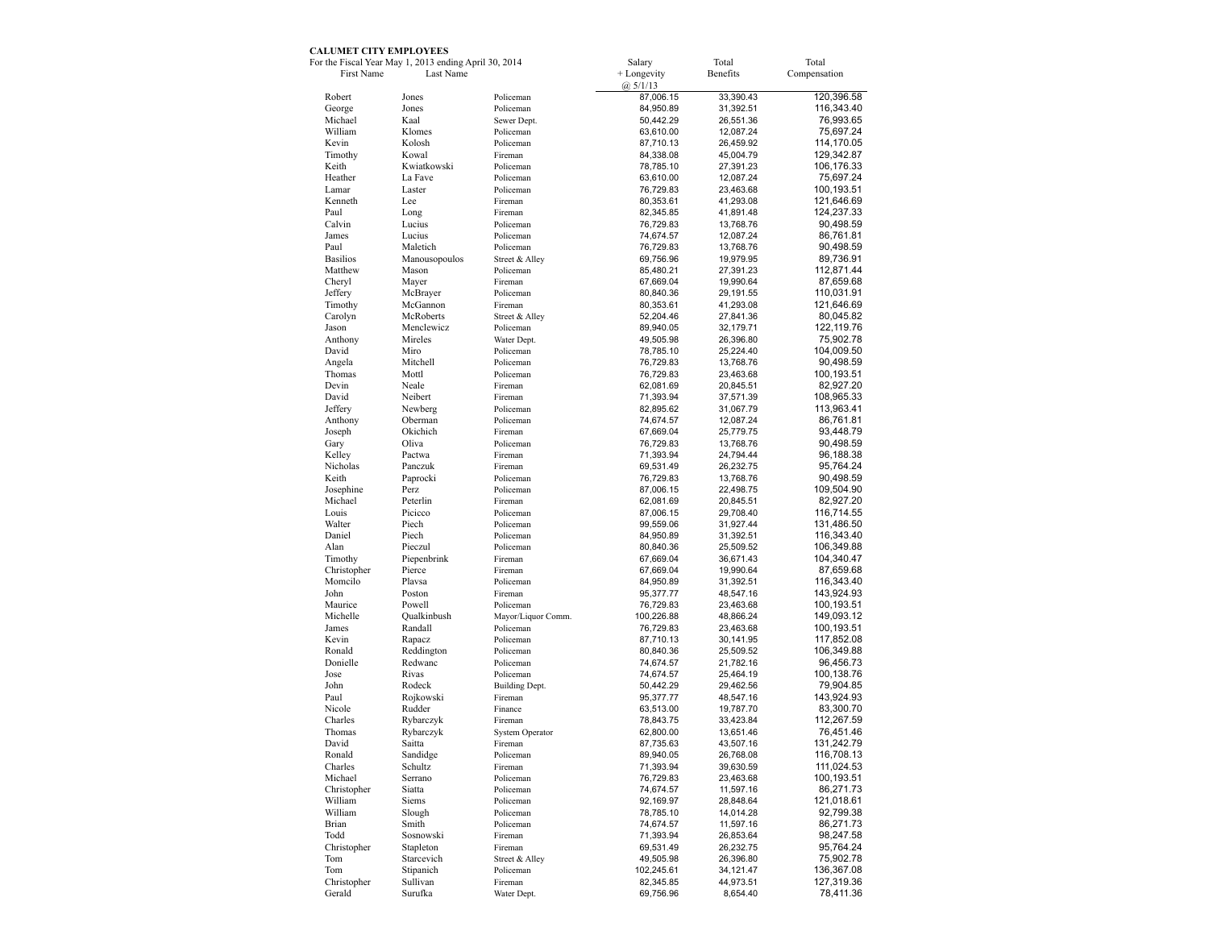**CALUMET CITY EMPLOYEES**

For the Fiscal Year May 1, 2013 ending April 30, 2014

| First Name | Last Name | | Salary + Longevity @ 5/1/13 | Total Benefits | Total Compensation |
|---|---|---|---|---|---|
| Robert | Jones | Policeman | 87,006.15 | 33,390.43 | 120,396.58 |
| George | Jones | Policeman | 84,950.89 | 31,392.51 | 116,343.40 |
| Michael | Kaal | Sewer Dept. | 50,442.29 | 26,551.36 | 76,993.65 |
| William | Klomes | Policeman | 63,610.00 | 12,087.24 | 75,697.24 |
| Kevin | Kolosh | Policeman | 87,710.13 | 26,459.92 | 114,170.05 |
| Timothy | Kowal | Fireman | 84,338.08 | 45,004.79 | 129,342.87 |
| Keith | Kwiatkowski | Policeman | 78,785.10 | 27,391.23 | 106,176.33 |
| Heather | La Fave | Policeman | 63,610.00 | 12,087.24 | 75,697.24 |
| Lamar | Laster | Policeman | 76,729.83 | 23,463.68 | 100,193.51 |
| Kenneth | Lee | Fireman | 80,353.61 | 41,293.08 | 121,646.69 |
| Paul | Long | Fireman | 82,345.85 | 41,891.48 | 124,237.33 |
| Calvin | Lucius | Policeman | 76,729.83 | 13,768.76 | 90,498.59 |
| James | Lucius | Policeman | 74,674.57 | 12,087.24 | 86,761.81 |
| Paul | Maletich | Policeman | 76,729.83 | 13,768.76 | 90,498.59 |
| Basilios | Manousopoulos | Street & Alley | 69,756.96 | 19,979.95 | 89,736.91 |
| Matthew | Mason | Policeman | 85,480.21 | 27,391.23 | 112,871.44 |
| Cheryl | Mayer | Fireman | 67,669.04 | 19,990.64 | 87,659.68 |
| Jeffery | McBrayer | Policeman | 80,840.36 | 29,191.55 | 110,031.91 |
| Timothy | McGannon | Fireman | 80,353.61 | 41,293.08 | 121,646.69 |
| Carolyn | McRoberts | Street & Alley | 52,204.46 | 27,841.36 | 80,045.82 |
| Jason | Menclewicz | Policeman | 89,940.05 | 32,179.71 | 122,119.76 |
| Anthony | Mireles | Water Dept. | 49,505.98 | 26,396.80 | 75,902.78 |
| David | Miro | Policeman | 78,785.10 | 25,224.40 | 104,009.50 |
| Angela | Mitchell | Policeman | 76,729.83 | 13,768.76 | 90,498.59 |
| Thomas | Mottl | Policeman | 76,729.83 | 23,463.68 | 100,193.51 |
| Devin | Neale | Fireman | 62,081.69 | 20,845.51 | 82,927.20 |
| David | Neibert | Fireman | 71,393.94 | 37,571.39 | 108,965.33 |
| Jeffery | Newberg | Policeman | 82,895.62 | 31,067.79 | 113,963.41 |
| Anthony | Oberman | Policeman | 74,674.57 | 12,087.24 | 86,761.81 |
| Joseph | Okichich | Fireman | 67,669.04 | 25,779.75 | 93,448.79 |
| Gary | Oliva | Policeman | 76,729.83 | 13,768.76 | 90,498.59 |
| Kelley | Pactwa | Fireman | 71,393.94 | 24,794.44 | 96,188.38 |
| Nicholas | Panczuk | Fireman | 69,531.49 | 26,232.75 | 95,764.24 |
| Keith | Paprocki | Policeman | 76,729.83 | 13,768.76 | 90,498.59 |
| Josephine | Perz | Policeman | 87,006.15 | 22,498.75 | 109,504.90 |
| Michael | Peterlin | Fireman | 62,081.69 | 20,845.51 | 82,927.20 |
| Louis | Picicco | Policeman | 87,006.15 | 29,708.40 | 116,714.55 |
| Walter | Piech | Policeman | 99,559.06 | 31,927.44 | 131,486.50 |
| Daniel | Piech | Policeman | 84,950.89 | 31,392.51 | 116,343.40 |
| Alan | Pieczul | Policeman | 80,840.36 | 25,509.52 | 106,349.88 |
| Timothy | Piepenbrink | Fireman | 67,669.04 | 36,671.43 | 104,340.47 |
| Christopher | Pierce | Fireman | 67,669.04 | 19,990.64 | 87,659.68 |
| Momcilo | Plavsa | Policeman | 84,950.89 | 31,392.51 | 116,343.40 |
| John | Poston | Fireman | 95,377.77 | 48,547.16 | 143,924.93 |
| Maurice | Powell | Policeman | 76,729.83 | 23,463.68 | 100,193.51 |
| Michelle | Qualkinbush | Mayor/Liquor Comm. | 100,226.88 | 48,866.24 | 149,093.12 |
| James | Randall | Policeman | 76,729.83 | 23,463.68 | 100,193.51 |
| Kevin | Rapacz | Policeman | 87,710.13 | 30,141.95 | 117,852.08 |
| Ronald | Reddington | Policeman | 80,840.36 | 25,509.52 | 106,349.88 |
| Donielle | Redwanc | Policeman | 74,674.57 | 21,782.16 | 96,456.73 |
| Jose | Rivas | Policeman | 74,674.57 | 25,464.19 | 100,138.76 |
| John | Rodeck | Building Dept. | 50,442.29 | 29,462.56 | 79,904.85 |
| Paul | Rojkowski | Fireman | 95,377.77 | 48,547.16 | 143,924.93 |
| Nicole | Rudder | Finance | 63,513.00 | 19,787.70 | 83,300.70 |
| Charles | Rybarczyk | Fireman | 78,843.75 | 33,423.84 | 112,267.59 |
| Thomas | Rybarczyk | System Operator | 62,800.00 | 13,651.46 | 76,451.46 |
| David | Saitta | Fireman | 87,735.63 | 43,507.16 | 131,242.79 |
| Ronald | Sandidge | Policeman | 89,940.05 | 26,768.08 | 116,708.13 |
| Charles | Schultz | Fireman | 71,393.94 | 39,630.59 | 111,024.53 |
| Michael | Serrano | Policeman | 76,729.83 | 23,463.68 | 100,193.51 |
| Christopher | Siatta | Policeman | 74,674.57 | 11,597.16 | 86,271.73 |
| William | Siems | Policeman | 92,169.97 | 28,848.64 | 121,018.61 |
| William | Slough | Policeman | 78,785.10 | 14,014.28 | 92,799.38 |
| Brian | Smith | Policeman | 74,674.57 | 11,597.16 | 86,271.73 |
| Todd | Sosnowski | Fireman | 71,393.94 | 26,853.64 | 98,247.58 |
| Christopher | Stapleton | Fireman | 69,531.49 | 26,232.75 | 95,764.24 |
| Tom | Starcevich | Street & Alley | 49,505.98 | 26,396.80 | 75,902.78 |
| Tom | Stipanich | Policeman | 102,245.61 | 34,121.47 | 136,367.08 |
| Christopher | Sullivan | Fireman | 82,345.85 | 44,973.51 | 127,319.36 |
| Gerald | Surufka | Water Dept. | 69,756.96 | 8,654.40 | 78,411.36 |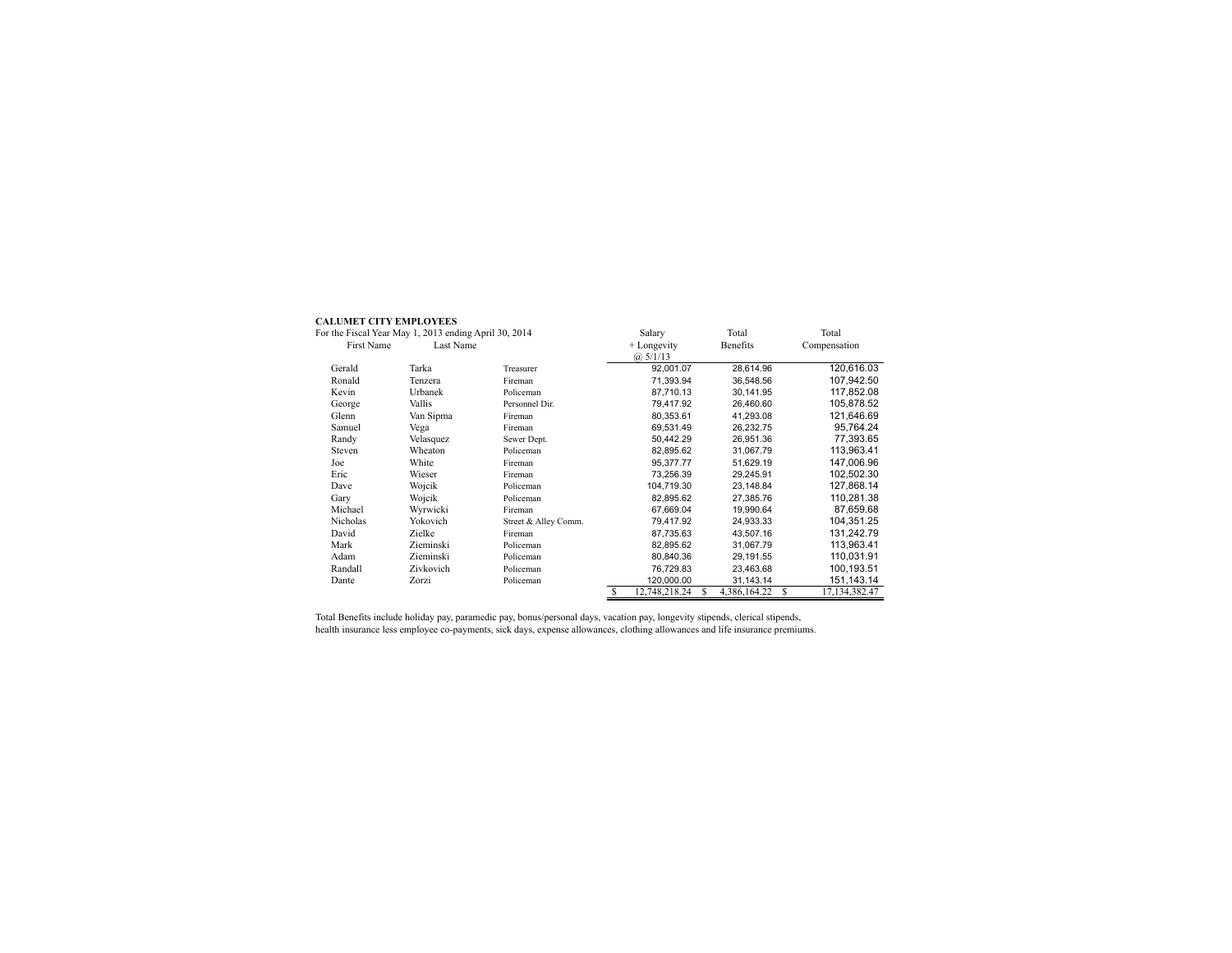**CALUMET CITY EMPLOYEES**

For the Fiscal Year May 1, 2013 ending April 30, 2014

| First Name | Last Name | | Salary + Longevity @ 5/1/13 | Total Benefits | Total Compensation |
|---|---|---|---|---|---|
| Gerald | Tarka | Treasurer | 92,001.07 | 28,614.96 | 120,616.03 |
| Ronald | Tenzera | Fireman | 71,393.94 | 36,548.56 | 107,942.50 |
| Kevin | Urbanek | Policeman | 87,710.13 | 30,141.95 | 117,852.08 |
| George | Vallis | Personnel Dir. | 79,417.92 | 26,460.60 | 105,878.52 |
| Glenn | Van Sipma | Fireman | 80,353.61 | 41,293.08 | 121,646.69 |
| Samuel | Vega | Fireman | 69,531.49 | 26,232.75 | 95,764.24 |
| Randy | Velasquez | Sewer Dept. | 50,442.29 | 26,951.36 | 77,393.65 |
| Steven | Wheaton | Policeman | 82,895.62 | 31,067.79 | 113,963.41 |
| Joe | White | Fireman | 95,377.77 | 51,629.19 | 147,006.96 |
| Eric | Wieser | Fireman | 73,256.39 | 29,245.91 | 102,502.30 |
| Dave | Wojcik | Policeman | 104,719.30 | 23,148.84 | 127,868.14 |
| Gary | Wojcik | Policeman | 82,895.62 | 27,385.76 | 110,281.38 |
| Michael | Wyrwicki | Fireman | 67,669.04 | 19,990.64 | 87,659.68 |
| Nicholas | Yokovich | Street & Alley Comm. | 79,417.92 | 24,933.33 | 104,351.25 |
| David | Zielke | Fireman | 87,735.63 | 43,507.16 | 131,242.79 |
| Mark | Zieminski | Policeman | 82,895.62 | 31,067.79 | 113,963.41 |
| Adam | Zieminski | Policeman | 80,840.36 | 29,191.55 | 110,031.91 |
| Randall | Zivkovich | Policeman | 76,729.83 | 23,463.68 | 100,193.51 |
| Dante | Zorzi | Policeman | 120,000.00 | 31,143.14 | 151,143.14 |
| | | | $ 12,748,218.24 | $ 4,386,164.22 | $ 17,134,382.47 |

Total Benefits include holiday pay, paramedic pay, bonus/personal days, vacation pay, longevity stipends, clerical stipends, health insurance less employee co-payments, sick days, expense allowances, clothing allowances and life insurance premiums.